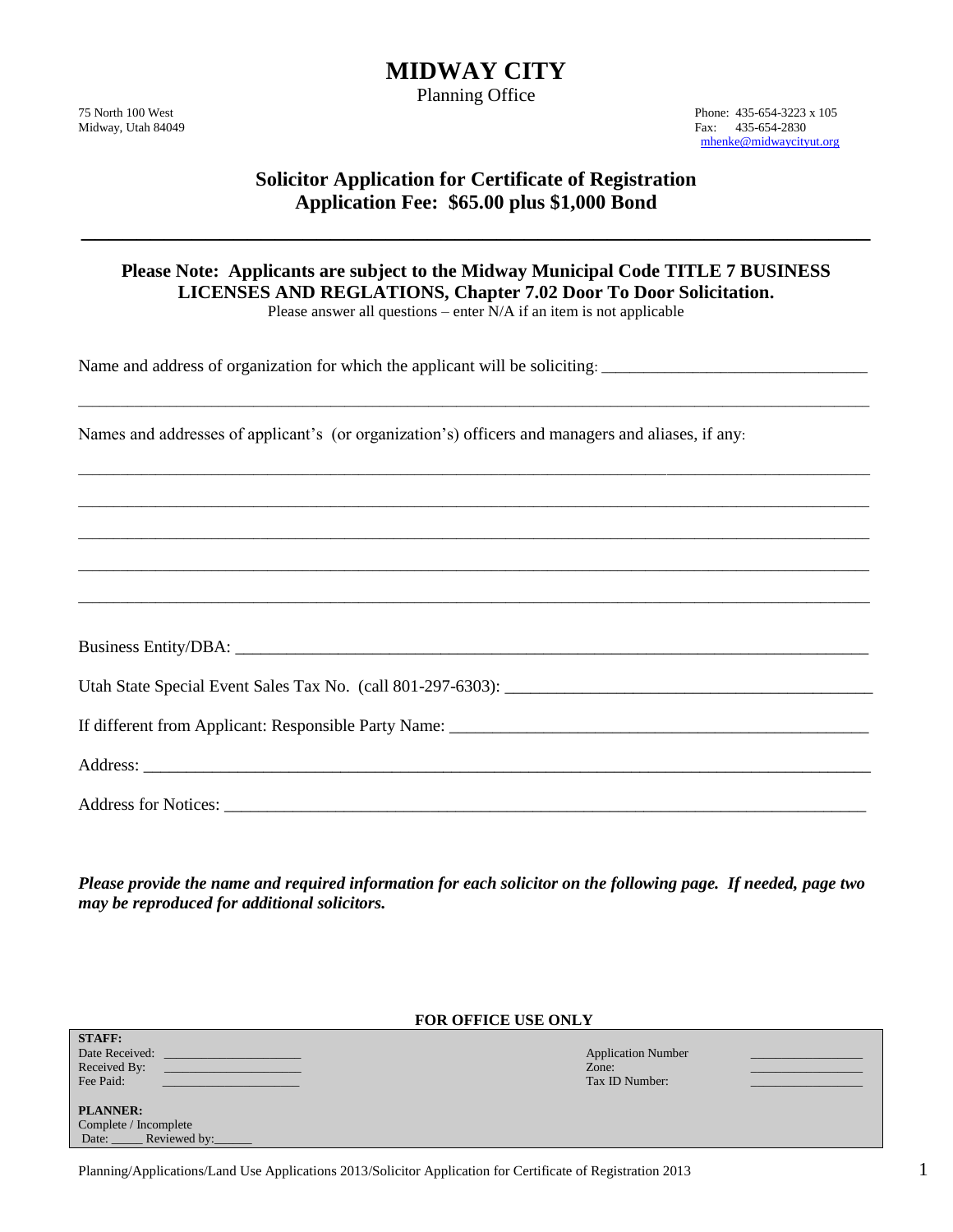# MIDWAY CITY

Planning Office

75 North 100 West
Midway, Utah 84049

Phone: 435-654-3223 x 105
Fax: 435-654-2830
mhenke@midwaycityut.org

## Solicitor Application for Certificate of Registration
## Application Fee: $65.00 plus $1,000 Bond

---

**Please Note: Applicants are subject to the Midway Municipal Code TITLE 7 BUSINESS LICENSES AND REGLATIONS, Chapter 7.02 Door To Door Solicitation.**

Please answer all questions – enter N/A if an item is not applicable

Name and address of organization for which the applicant will be soliciting: ______________________________

_____________________________________________________________________________________________

Names and addresses of applicant's (or organization's) officers and managers and aliases, if any:

_____________________________________________________________________________________________

_____________________________________________________________________________________________

_____________________________________________________________________________________________

_____________________________________________________________________________________________

_____________________________________________________________________________________________

Business Entity/DBA: ___________________________________________________________________________

Utah State Special Event Sales Tax No. (call 801-297-6303): __________________________________________

If different from Applicant: Responsible Party Name: _______________________________________________

Address: _____________________________________________________________________________________

Address for Notices: ___________________________________________________________________________

***Please provide the name and required information for each solicitor on the following page. If needed, page two may be reproduced for additional solicitors.***

**FOR OFFICE USE ONLY**

| | |
|---|---|
| **STAFF:** | |
| Date Received: ____________________ | Application Number ________________ |
| Received By: ____________________ | Zone: ________________ |
| Fee Paid: ____________________ | Tax ID Number: ________________ |
| **PLANNER:** | |
| Complete / Incomplete | |
| Date: _____ Reviewed by:______ | |

Planning/Applications/Land Use Applications 2013/Solicitor Application for Certificate of Registration 2013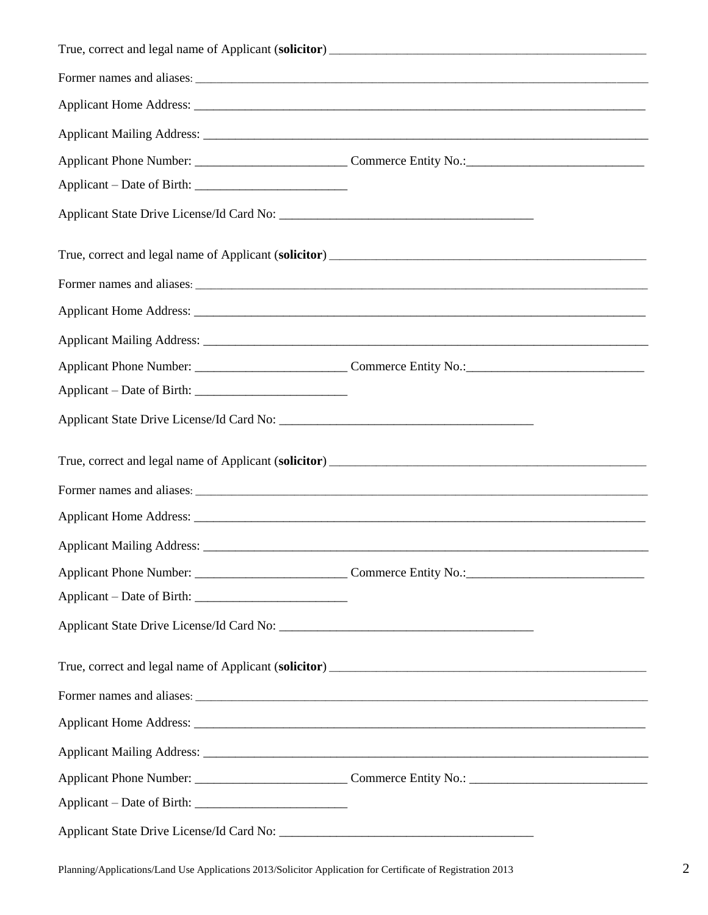True, correct and legal name of Applicant (**solicitor**) ___________________________________________________

Former names and aliases: ______________________________________________________________________________

Applicant Home Address: _______________________________________________________________________

Applicant Mailing Address: _____________________________________________________________________

Applicant Phone Number: ________________________ Commerce Entity No.:___________________________

Applicant – Date of Birth: ________________________

Applicant State Drive License/Id Card No: _______________________________________

True, correct and legal name of Applicant (**solicitor**) ___________________________________________________

Former names and aliases: ______________________________________________________________________________

Applicant Home Address: _______________________________________________________________________

Applicant Mailing Address: _____________________________________________________________________

Applicant Phone Number: ________________________ Commerce Entity No.:___________________________

Applicant – Date of Birth: ________________________

Applicant State Drive License/Id Card No: _______________________________________

True, correct and legal name of Applicant (**solicitor**) ___________________________________________________

Former names and aliases: ______________________________________________________________________________

Applicant Home Address: _______________________________________________________________________

Applicant Mailing Address: _____________________________________________________________________

Applicant Phone Number: ________________________ Commerce Entity No.:___________________________

Applicant – Date of Birth: ________________________

Applicant State Drive License/Id Card No: _______________________________________

True, correct and legal name of Applicant (**solicitor**) ___________________________________________________

Former names and aliases: ______________________________________________________________________________

Applicant Home Address: _______________________________________________________________________

Applicant Mailing Address: _____________________________________________________________________

Applicant Phone Number: ________________________ Commerce Entity No.: ___________________________

Applicant – Date of Birth: ________________________

Applicant State Drive License/Id Card No: _______________________________________

Planning/Applications/Land Use Applications 2013/Solicitor Application for Certificate of Registration 2013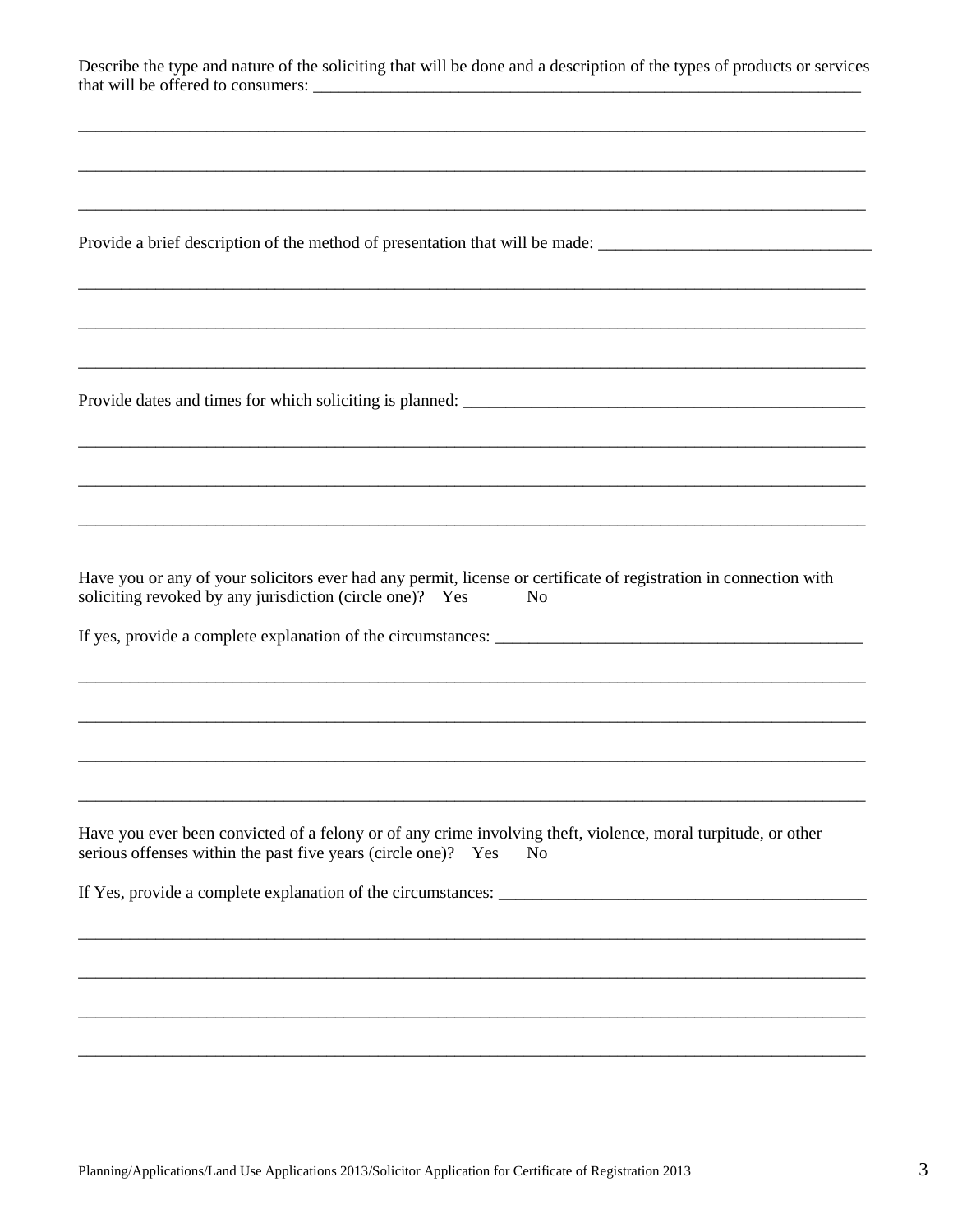Describe the type and nature of the soliciting that will be done and a description of the types of products or services that will be offered to consumers: ___________________________________________________________________

_____________________________________________________________________________________________

_____________________________________________________________________________________________

_____________________________________________________________________________________________

Provide a brief description of the method of presentation that will be made: _______________________________

_____________________________________________________________________________________________

_____________________________________________________________________________________________

_____________________________________________________________________________________________

Provide dates and times for which soliciting is planned: _______________________________________________

_____________________________________________________________________________________________

_____________________________________________________________________________________________

_____________________________________________________________________________________________

Have you or any of your solicitors ever had any permit, license or certificate of registration in connection with soliciting revoked by any jurisdiction (circle one)? Yes No

If yes, provide a complete explanation of the circumstances: ____________________________________________

_____________________________________________________________________________________________

_____________________________________________________________________________________________

_____________________________________________________________________________________________

_____________________________________________________________________________________________

Have you ever been convicted of a felony or of any crime involving theft, violence, moral turpitude, or other serious offenses within the past five years (circle one)? Yes No

If Yes, provide a complete explanation of the circumstances: ____________________________________________

_____________________________________________________________________________________________

_____________________________________________________________________________________________

_____________________________________________________________________________________________

_____________________________________________________________________________________________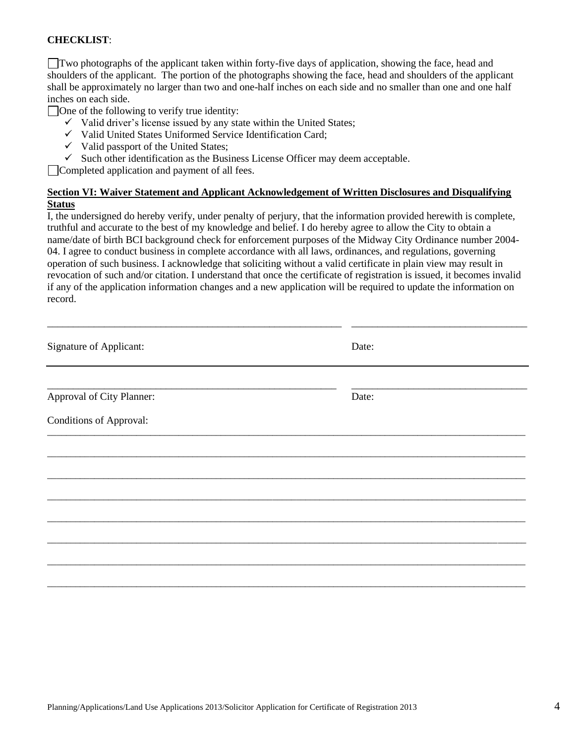**CHECKLIST**:

☐ Two photographs of the applicant taken within forty-five days of application, showing the face, head and shoulders of the applicant. The portion of the photographs showing the face, head and shoulders of the applicant shall be approximately no larger than two and one-half inches on each side and no smaller than one and one half inches on each side.

☐ One of the following to verify true identity:

- ✓ Valid driver's license issued by any state within the United States;
- ✓ Valid United States Uniformed Service Identification Card;
- ✓ Valid passport of the United States;
- ✓ Such other identification as the Business License Officer may deem acceptable.

☐ Completed application and payment of all fees.

**Section VI: Waiver Statement and Applicant Acknowledgement of Written Disclosures and Disqualifying Status**

I, the undersigned do hereby verify, under penalty of perjury, that the information provided herewith is complete, truthful and accurate to the best of my knowledge and belief. I do hereby agree to allow the City to obtain a name/date of birth BCI background check for enforcement purposes of the Midway City Ordinance number 2004-04. I agree to conduct business in complete accordance with all laws, ordinances, and regulations, governing operation of such business. I acknowledge that soliciting without a valid certificate in plain view may result in revocation of such and/or citation. I understand that once the certificate of registration is issued, it becomes invalid if any of the application information changes and a new application will be required to update the information on record.

\_\_\_\_\_\_\_\_\_\_\_\_\_\_\_\_\_\_\_\_\_\_\_\_\_\_\_\_\_\_\_\_\_\_\_\_\_\_\_\_\_\_\_\_\_\_\_\_ \_\_\_\_\_\_\_\_\_\_\_\_\_\_\_\_\_\_\_\_\_\_\_\_\_\_\_\_

Signature of Applicant: Date:

---

\_\_\_\_\_\_\_\_\_\_\_\_\_\_\_\_\_\_\_\_\_\_\_\_\_\_\_\_\_\_\_\_\_\_\_\_\_\_\_\_\_\_\_\_\_\_\_\_ \_\_\_\_\_\_\_\_\_\_\_\_\_\_\_\_\_\_\_\_\_\_\_\_\_\_\_\_

Approval of City Planner: Date:

Conditions of Approval: \_\_\_\_\_\_\_\_\_\_\_\_\_\_\_\_\_\_\_\_\_\_\_\_\_\_\_\_\_\_\_\_\_\_\_\_\_\_\_\_\_\_\_\_\_\_\_\_\_\_\_\_\_\_\_\_\_\_\_\_

\_\_\_\_\_\_\_\_\_\_\_\_\_\_\_\_\_\_\_\_\_\_\_\_\_\_\_\_\_\_\_\_\_\_\_\_\_\_\_\_\_\_\_\_\_\_\_\_\_\_\_\_\_\_\_\_\_\_\_\_\_\_\_\_\_\_\_\_\_\_\_\_\_\_\_\_\_\_

\_\_\_\_\_\_\_\_\_\_\_\_\_\_\_\_\_\_\_\_\_\_\_\_\_\_\_\_\_\_\_\_\_\_\_\_\_\_\_\_\_\_\_\_\_\_\_\_\_\_\_\_\_\_\_\_\_\_\_\_\_\_\_\_\_\_\_\_\_\_\_\_\_\_\_\_\_\_

\_\_\_\_\_\_\_\_\_\_\_\_\_\_\_\_\_\_\_\_\_\_\_\_\_\_\_\_\_\_\_\_\_\_\_\_\_\_\_\_\_\_\_\_\_\_\_\_\_\_\_\_\_\_\_\_\_\_\_\_\_\_\_\_\_\_\_\_\_\_\_\_\_\_\_\_\_\_

\_\_\_\_\_\_\_\_\_\_\_\_\_\_\_\_\_\_\_\_\_\_\_\_\_\_\_\_\_\_\_\_\_\_\_\_\_\_\_\_\_\_\_\_\_\_\_\_\_\_\_\_\_\_\_\_\_\_\_\_\_\_\_\_\_\_\_\_\_\_\_\_\_\_\_\_\_\_

\_\_\_\_\_\_\_\_\_\_\_\_\_\_\_\_\_\_\_\_\_\_\_\_\_\_\_\_\_\_\_\_\_\_\_\_\_\_\_\_\_\_\_\_\_\_\_\_\_\_\_\_\_\_\_\_\_\_\_\_\_\_\_\_\_\_\_\_\_\_\_\_\_\_\_\_\_\_

\_\_\_\_\_\_\_\_\_\_\_\_\_\_\_\_\_\_\_\_\_\_\_\_\_\_\_\_\_\_\_\_\_\_\_\_\_\_\_\_\_\_\_\_\_\_\_\_\_\_\_\_\_\_\_\_\_\_\_\_\_\_\_\_\_\_\_\_\_\_\_\_\_\_\_\_\_\_

\_\_\_\_\_\_\_\_\_\_\_\_\_\_\_\_\_\_\_\_\_\_\_\_\_\_\_\_\_\_\_\_\_\_\_\_\_\_\_\_\_\_\_\_\_\_\_\_\_\_\_\_\_\_\_\_\_\_\_\_\_\_\_\_\_\_\_\_\_\_\_\_\_\_\_\_\_\_

Planning/Applications/Land Use Applications 2013/Solicitor Application for Certificate of Registration 2013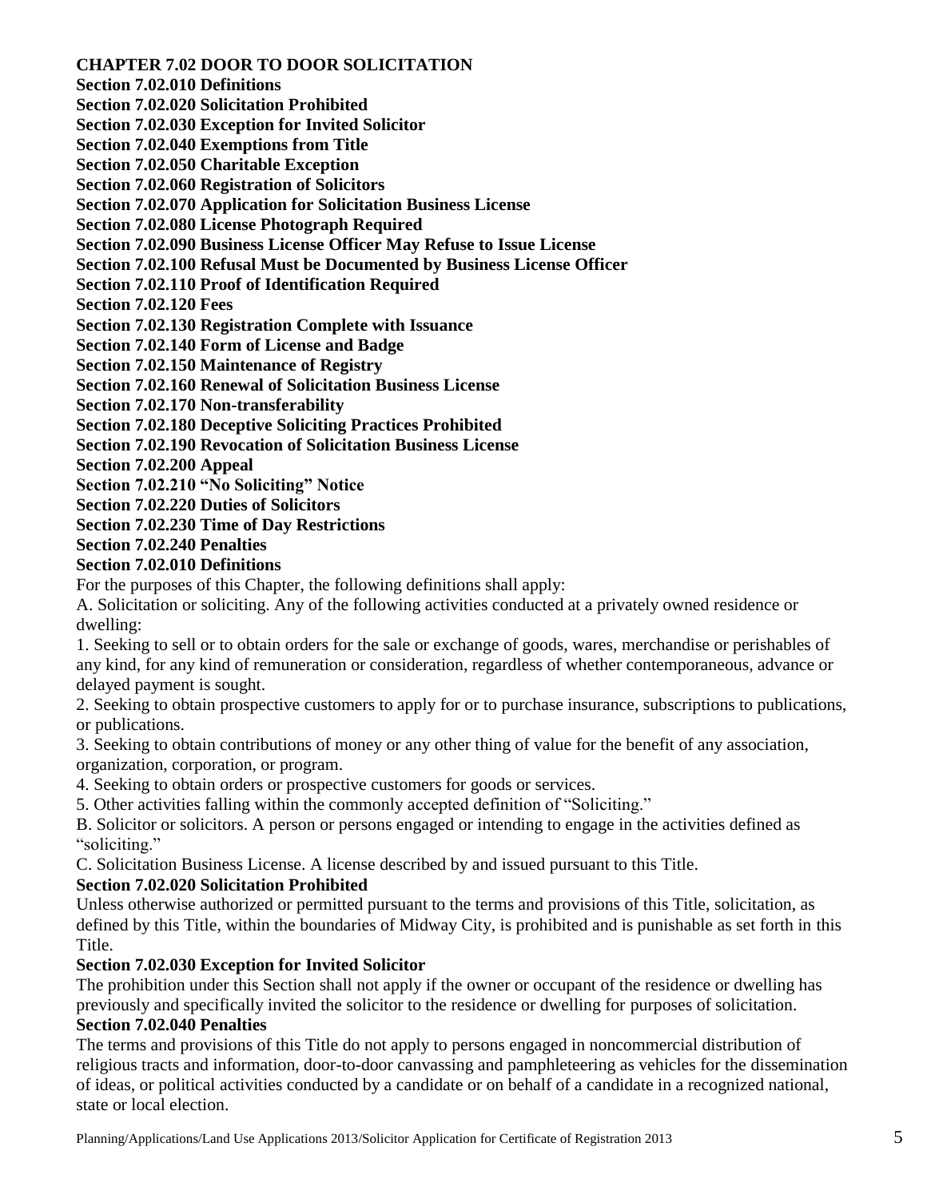**CHAPTER 7.02 DOOR TO DOOR SOLICITATION**

**Section 7.02.010 Definitions**
**Section 7.02.020 Solicitation Prohibited**
**Section 7.02.030 Exception for Invited Solicitor**
**Section 7.02.040 Exemptions from Title**
**Section 7.02.050 Charitable Exception**
**Section 7.02.060 Registration of Solicitors**
**Section 7.02.070 Application for Solicitation Business License**
**Section 7.02.080 License Photograph Required**
**Section 7.02.090 Business License Officer May Refuse to Issue License**
**Section 7.02.100 Refusal Must be Documented by Business License Officer**
**Section 7.02.110 Proof of Identification Required**
**Section 7.02.120 Fees**
**Section 7.02.130 Registration Complete with Issuance**
**Section 7.02.140 Form of License and Badge**
**Section 7.02.150 Maintenance of Registry**
**Section 7.02.160 Renewal of Solicitation Business License**
**Section 7.02.170 Non-transferability**
**Section 7.02.180 Deceptive Soliciting Practices Prohibited**
**Section 7.02.190 Revocation of Solicitation Business License**
**Section 7.02.200 Appeal**
**Section 7.02.210 "No Soliciting" Notice**
**Section 7.02.220 Duties of Solicitors**
**Section 7.02.230 Time of Day Restrictions**
**Section 7.02.240 Penalties**

**Section 7.02.010 Definitions**

For the purposes of this Chapter, the following definitions shall apply:

A. Solicitation or soliciting. Any of the following activities conducted at a privately owned residence or dwelling:

1. Seeking to sell or to obtain orders for the sale or exchange of goods, wares, merchandise or perishables of any kind, for any kind of remuneration or consideration, regardless of whether contemporaneous, advance or delayed payment is sought.
2. Seeking to obtain prospective customers to apply for or to purchase insurance, subscriptions to publications, or publications.
3. Seeking to obtain contributions of money or any other thing of value for the benefit of any association, organization, corporation, or program.
4. Seeking to obtain orders or prospective customers for goods or services.
5. Other activities falling within the commonly accepted definition of "Soliciting."

B. Solicitor or solicitors. A person or persons engaged or intending to engage in the activities defined as "soliciting."

C. Solicitation Business License. A license described by and issued pursuant to this Title.

**Section 7.02.020 Solicitation Prohibited**

Unless otherwise authorized or permitted pursuant to the terms and provisions of this Title, solicitation, as defined by this Title, within the boundaries of Midway City, is prohibited and is punishable as set forth in this Title.

**Section 7.02.030 Exception for Invited Solicitor**

The prohibition under this Section shall not apply if the owner or occupant of the residence or dwelling has previously and specifically invited the solicitor to the residence or dwelling for purposes of solicitation.

**Section 7.02.040 Penalties**

The terms and provisions of this Title do not apply to persons engaged in noncommercial distribution of religious tracts and information, door-to-door canvassing and pamphleteering as vehicles for the dissemination of ideas, or political activities conducted by a candidate or on behalf of a candidate in a recognized national, state or local election.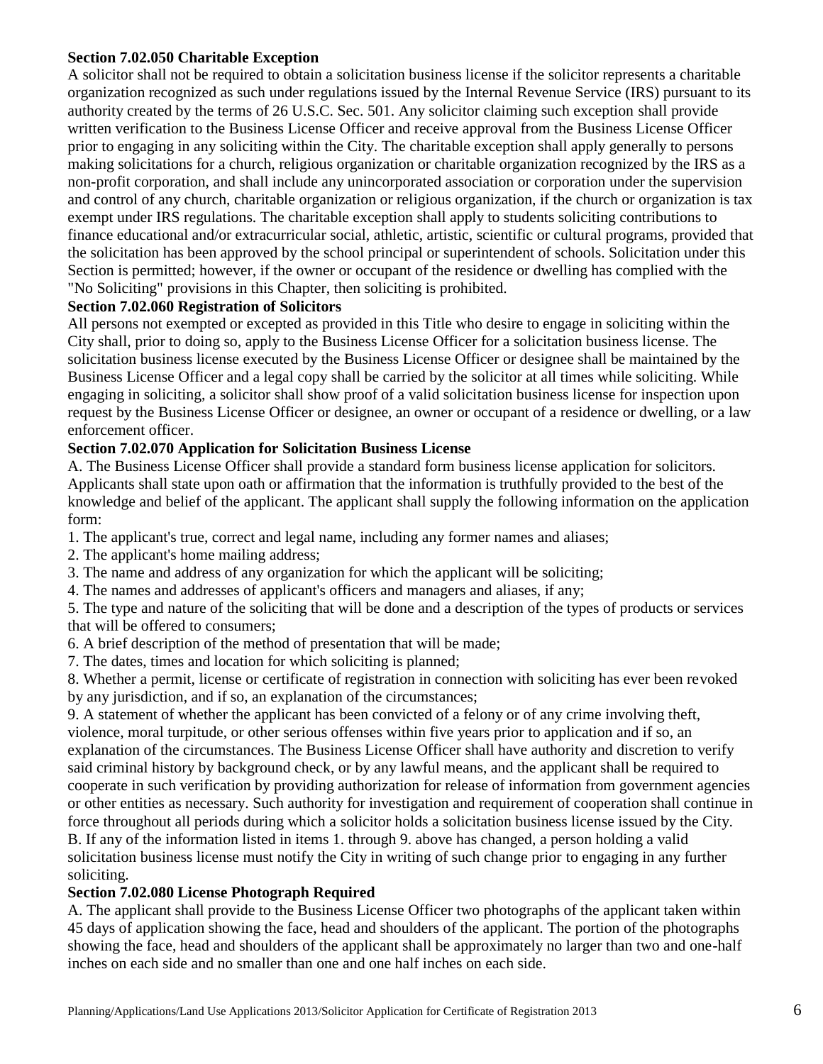**Section 7.02.050 Charitable Exception**

A solicitor shall not be required to obtain a solicitation business license if the solicitor represents a charitable organization recognized as such under regulations issued by the Internal Revenue Service (IRS) pursuant to its authority created by the terms of 26 U.S.C. Sec. 501. Any solicitor claiming such exception shall provide written verification to the Business License Officer and receive approval from the Business License Officer prior to engaging in any soliciting within the City. The charitable exception shall apply generally to persons making solicitations for a church, religious organization or charitable organization recognized by the IRS as a non-profit corporation, and shall include any unincorporated association or corporation under the supervision and control of any church, charitable organization or religious organization, if the church or organization is tax exempt under IRS regulations. The charitable exception shall apply to students soliciting contributions to finance educational and/or extracurricular social, athletic, artistic, scientific or cultural programs, provided that the solicitation has been approved by the school principal or superintendent of schools. Solicitation under this Section is permitted; however, if the owner or occupant of the residence or dwelling has complied with the "No Soliciting" provisions in this Chapter, then soliciting is prohibited.

**Section 7.02.060 Registration of Solicitors**

All persons not exempted or excepted as provided in this Title who desire to engage in soliciting within the City shall, prior to doing so, apply to the Business License Officer for a solicitation business license. The solicitation business license executed by the Business License Officer or designee shall be maintained by the Business License Officer and a legal copy shall be carried by the solicitor at all times while soliciting. While engaging in soliciting, a solicitor shall show proof of a valid solicitation business license for inspection upon request by the Business License Officer or designee, an owner or occupant of a residence or dwelling, or a law enforcement officer.

**Section 7.02.070 Application for Solicitation Business License**

A. The Business License Officer shall provide a standard form business license application for solicitors. Applicants shall state upon oath or affirmation that the information is truthfully provided to the best of the knowledge and belief of the applicant. The applicant shall supply the following information on the application form:

1. The applicant's true, correct and legal name, including any former names and aliases;
2. The applicant's home mailing address;
3. The name and address of any organization for which the applicant will be soliciting;
4. The names and addresses of applicant's officers and managers and aliases, if any;
5. The type and nature of the soliciting that will be done and a description of the types of products or services that will be offered to consumers;
6. A brief description of the method of presentation that will be made;
7. The dates, times and location for which soliciting is planned;
8. Whether a permit, license or certificate of registration in connection with soliciting has ever been revoked by any jurisdiction, and if so, an explanation of the circumstances;
9. A statement of whether the applicant has been convicted of a felony or of any crime involving theft, violence, moral turpitude, or other serious offenses within five years prior to application and if so, an explanation of the circumstances. The Business License Officer shall have authority and discretion to verify said criminal history by background check, or by any lawful means, and the applicant shall be required to cooperate in such verification by providing authorization for release of information from government agencies or other entities as necessary. Such authority for investigation and requirement of cooperation shall continue in force throughout all periods during which a solicitor holds a solicitation business license issued by the City.

B. If any of the information listed in items 1. through 9. above has changed, a person holding a valid solicitation business license must notify the City in writing of such change prior to engaging in any further soliciting.

**Section 7.02.080 License Photograph Required**

A. The applicant shall provide to the Business License Officer two photographs of the applicant taken within 45 days of application showing the face, head and shoulders of the applicant. The portion of the photographs showing the face, head and shoulders of the applicant shall be approximately no larger than two and one-half inches on each side and no smaller than one and one half inches on each side.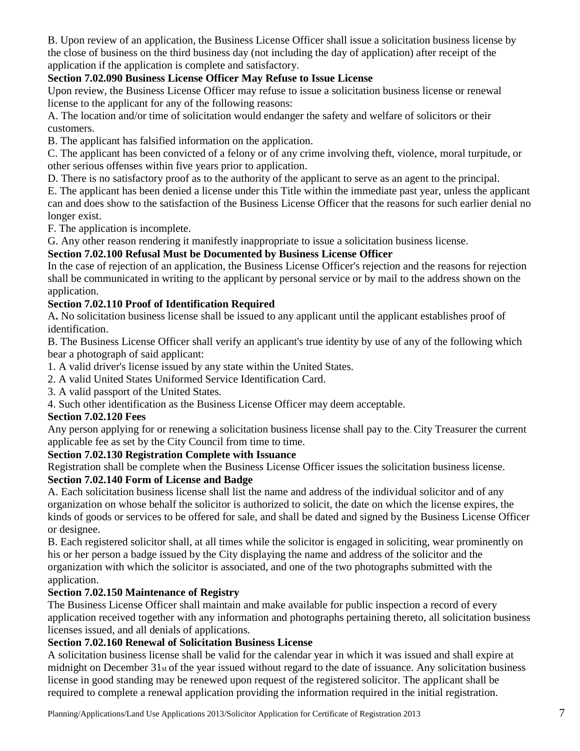B. Upon review of an application, the Business License Officer shall issue a solicitation business license by the close of business on the third business day (not including the day of application) after receipt of the application if the application is complete and satisfactory.

**Section 7.02.090 Business License Officer May Refuse to Issue License**

Upon review, the Business License Officer may refuse to issue a solicitation business license or renewal license to the applicant for any of the following reasons:

A. The location and/or time of solicitation would endanger the safety and welfare of solicitors or their customers.

B. The applicant has falsified information on the application.

C. The applicant has been convicted of a felony or of any crime involving theft, violence, moral turpitude, or other serious offenses within five years prior to application.

D. There is no satisfactory proof as to the authority of the applicant to serve as an agent to the principal.

E. The applicant has been denied a license under this Title within the immediate past year, unless the applicant can and does show to the satisfaction of the Business License Officer that the reasons for such earlier denial no longer exist.

F. The application is incomplete.

G. Any other reason rendering it manifestly inappropriate to issue a solicitation business license.

**Section 7.02.100 Refusal Must be Documented by Business License Officer**

In the case of rejection of an application, the Business License Officer's rejection and the reasons for rejection shall be communicated in writing to the applicant by personal service or by mail to the address shown on the application.

**Section 7.02.110 Proof of Identification Required**

A**.** No solicitation business license shall be issued to any applicant until the applicant establishes proof of identification.

B. The Business License Officer shall verify an applicant's true identity by use of any of the following which bear a photograph of said applicant:

1. A valid driver's license issued by any state within the United States.
2. A valid United States Uniformed Service Identification Card.
3. A valid passport of the United States.
4. Such other identification as the Business License Officer may deem acceptable.

**Section 7.02.120 Fees**

Any person applying for or renewing a solicitation business license shall pay to the City Treasurer the current applicable fee as set by the City Council from time to time.

**Section 7.02.130 Registration Complete with Issuance**

Registration shall be complete when the Business License Officer issues the solicitation business license.

**Section 7.02.140 Form of License and Badge**

A. Each solicitation business license shall list the name and address of the individual solicitor and of any organization on whose behalf the solicitor is authorized to solicit, the date on which the license expires, the kinds of goods or services to be offered for sale, and shall be dated and signed by the Business License Officer or designee.

B. Each registered solicitor shall, at all times while the solicitor is engaged in soliciting, wear prominently on his or her person a badge issued by the City displaying the name and address of the solicitor and the organization with which the solicitor is associated, and one of the two photographs submitted with the application.

**Section 7.02.150 Maintenance of Registry**

The Business License Officer shall maintain and make available for public inspection a record of every application received together with any information and photographs pertaining thereto, all solicitation business licenses issued, and all denials of applications.

**Section 7.02.160 Renewal of Solicitation Business License**

A solicitation business license shall be valid for the calendar year in which it was issued and shall expire at midnight on December 31st of the year issued without regard to the date of issuance. Any solicitation business license in good standing may be renewed upon request of the registered solicitor. The applicant shall be required to complete a renewal application providing the information required in the initial registration.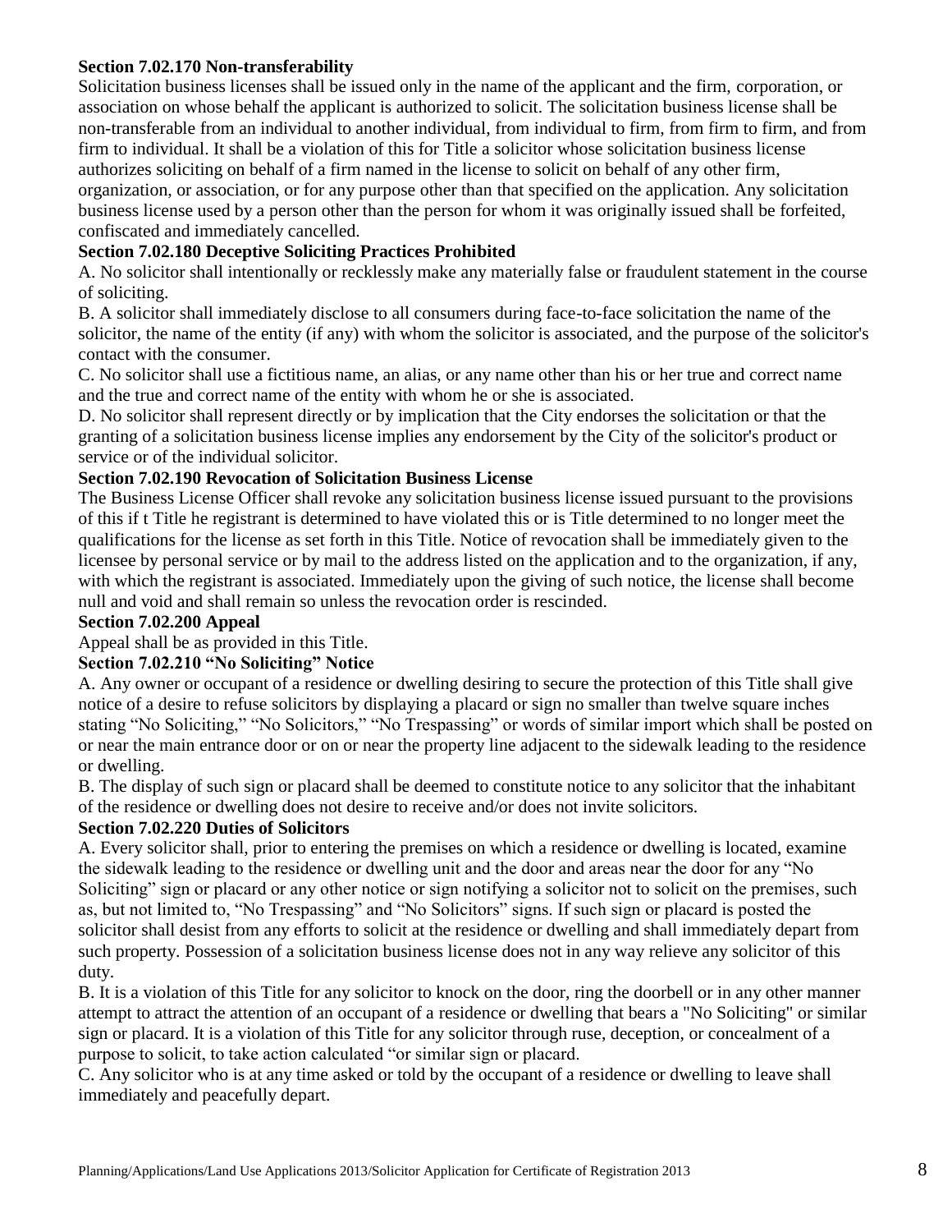**Section 7.02.170 Non-transferability**

Solicitation business licenses shall be issued only in the name of the applicant and the firm, corporation, or association on whose behalf the applicant is authorized to solicit. The solicitation business license shall be non-transferable from an individual to another individual, from individual to firm, from firm to firm, and from firm to individual. It shall be a violation of this for Title a solicitor whose solicitation business license authorizes soliciting on behalf of a firm named in the license to solicit on behalf of any other firm, organization, or association, or for any purpose other than that specified on the application. Any solicitation business license used by a person other than the person for whom it was originally issued shall be forfeited, confiscated and immediately cancelled.

**Section 7.02.180 Deceptive Soliciting Practices Prohibited**

A. No solicitor shall intentionally or recklessly make any materially false or fraudulent statement in the course of soliciting.

B. A solicitor shall immediately disclose to all consumers during face-to-face solicitation the name of the solicitor, the name of the entity (if any) with whom the solicitor is associated, and the purpose of the solicitor's contact with the consumer.

C. No solicitor shall use a fictitious name, an alias, or any name other than his or her true and correct name and the true and correct name of the entity with whom he or she is associated.

D. No solicitor shall represent directly or by implication that the City endorses the solicitation or that the granting of a solicitation business license implies any endorsement by the City of the solicitor's product or service or of the individual solicitor.

**Section 7.02.190 Revocation of Solicitation Business License**

The Business License Officer shall revoke any solicitation business license issued pursuant to the provisions of this if t Title he registrant is determined to have violated this or is Title determined to no longer meet the qualifications for the license as set forth in this Title. Notice of revocation shall be immediately given to the licensee by personal service or by mail to the address listed on the application and to the organization, if any, with which the registrant is associated. Immediately upon the giving of such notice, the license shall become null and void and shall remain so unless the revocation order is rescinded.

**Section 7.02.200 Appeal**

Appeal shall be as provided in this Title.

**Section 7.02.210 "No Soliciting" Notice**

A. Any owner or occupant of a residence or dwelling desiring to secure the protection of this Title shall give notice of a desire to refuse solicitors by displaying a placard or sign no smaller than twelve square inches stating "No Soliciting," "No Solicitors," "No Trespassing" or words of similar import which shall be posted on or near the main entrance door or on or near the property line adjacent to the sidewalk leading to the residence or dwelling.

B. The display of such sign or placard shall be deemed to constitute notice to any solicitor that the inhabitant of the residence or dwelling does not desire to receive and/or does not invite solicitors.

**Section 7.02.220 Duties of Solicitors**

A. Every solicitor shall, prior to entering the premises on which a residence or dwelling is located, examine the sidewalk leading to the residence or dwelling unit and the door and areas near the door for any "No Soliciting" sign or placard or any other notice or sign notifying a solicitor not to solicit on the premises, such as, but not limited to, "No Trespassing" and "No Solicitors" signs. If such sign or placard is posted the solicitor shall desist from any efforts to solicit at the residence or dwelling and shall immediately depart from such property. Possession of a solicitation business license does not in any way relieve any solicitor of this duty.

B. It is a violation of this Title for any solicitor to knock on the door, ring the doorbell or in any other manner attempt to attract the attention of an occupant of a residence or dwelling that bears a "No Soliciting" or similar sign or placard. It is a violation of this Title for any solicitor through ruse, deception, or concealment of a purpose to solicit, to take action calculated "or similar sign or placard.

C. Any solicitor who is at any time asked or told by the occupant of a residence or dwelling to leave shall immediately and peacefully depart.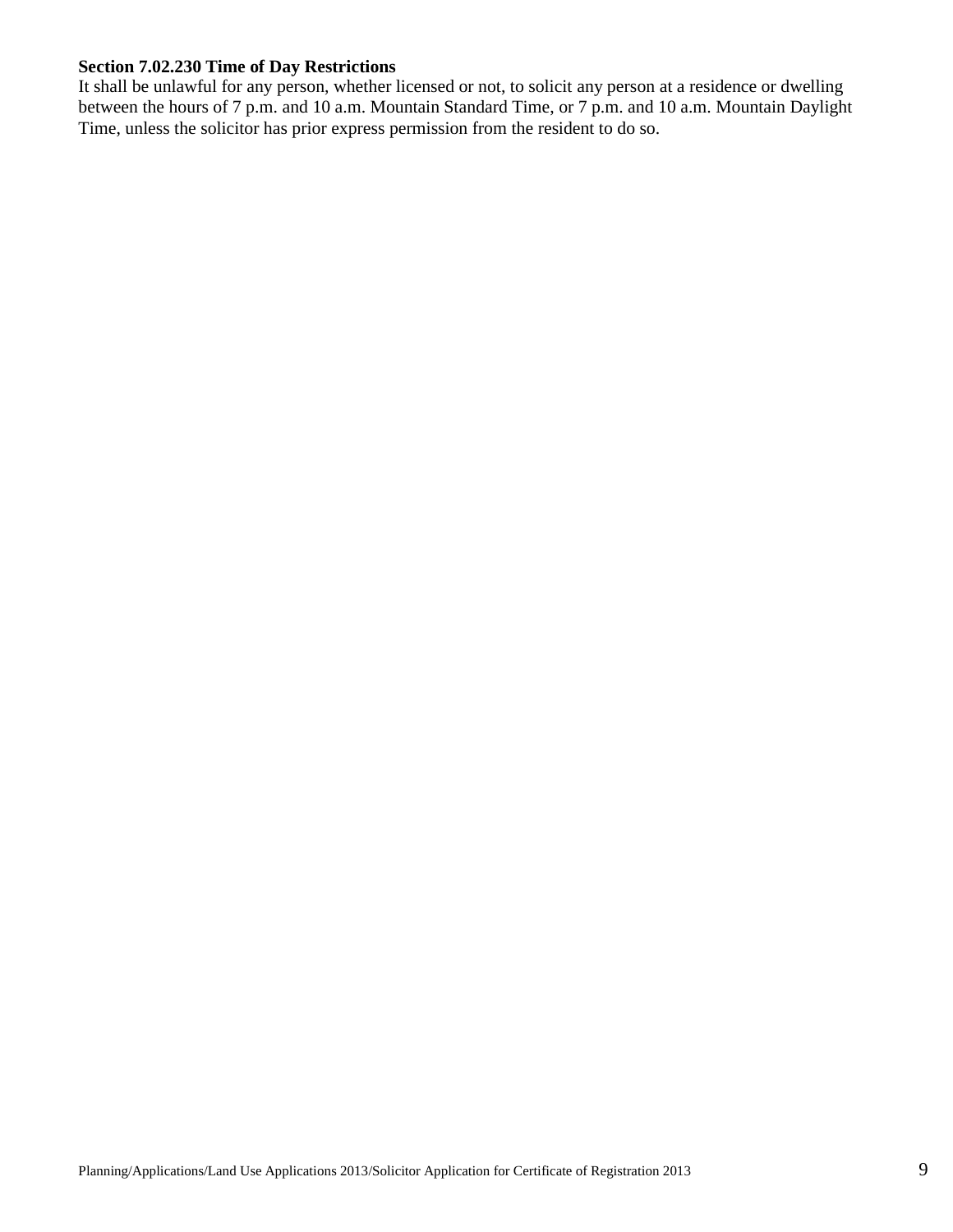**Section 7.02.230 Time of Day Restrictions**

It shall be unlawful for any person, whether licensed or not, to solicit any person at a residence or dwelling between the hours of 7 p.m. and 10 a.m. Mountain Standard Time, or 7 p.m. and 10 a.m. Mountain Daylight Time, unless the solicitor has prior express permission from the resident to do so.